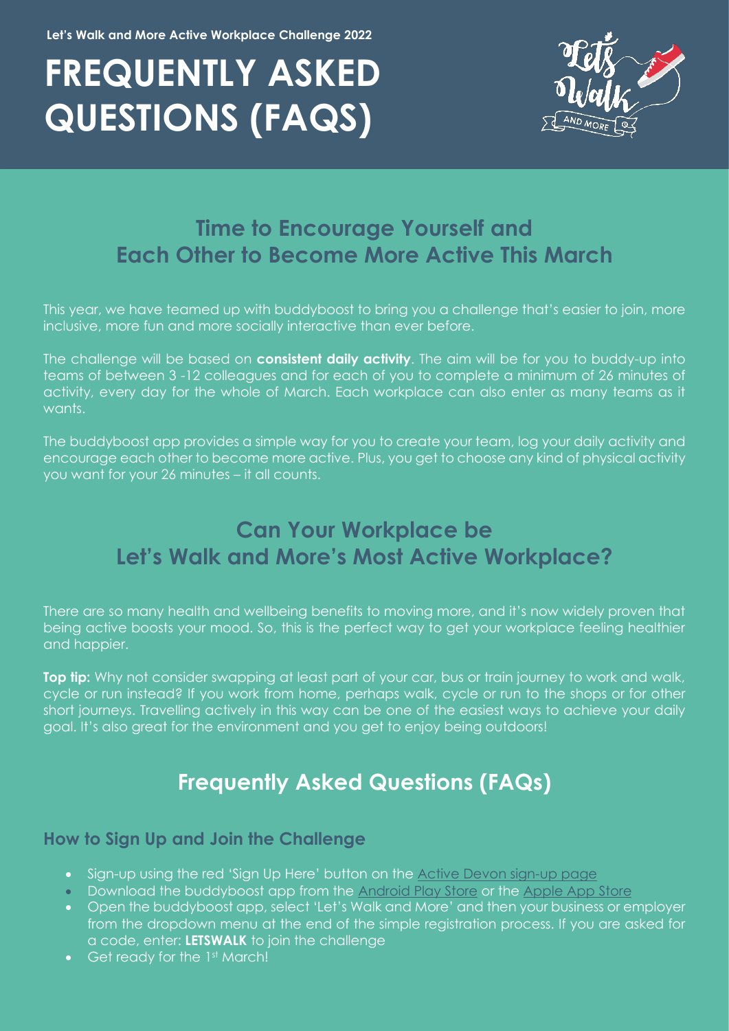**Let's Walk and More Active Workplace Challenge 2022**

# FREQUENTLY ASKED QUESTIONS (FAQS)

## Time to Encourage Yourself and Each Other to Become More Active This March

This year, we have teamed up with buddyboost to bring you a challenge that's easier to join, more inclusive, more fun and more socially interactive than ever before.

The challenge will be based on **consistent daily activity**. The aim will be for you to buddy-up into teams of between 3 -12 colleagues and for each of you to complete a minimum of 26 minutes of activity, every day for the whole of March. Each workplace can also enter as many teams as it wants.

The buddyboost app provides a simple way for you to create your team, log your daily activity and encourage each other to become more active. Plus, you get to choose any kind of physical activity you want for your 26 minutes – it all counts.

## Can Your Workplace be Let's Walk and More's Most Active Workplace?

There are so many health and wellbeing benefits to moving more, and it's now widely proven that being active boosts your mood. So, this is the perfect way to get your workplace feeling healthier and happier.

**Top tip:** Why not consider swapping at least part of your car, bus or train journey to work and walk, cycle or run instead? If you work from home, perhaps walk, cycle or run to the shops or for other short journeys. Travelling actively in this way can be one of the easiest ways to achieve your daily goal. It's also great for the environment and you get to enjoy being outdoors!

## Frequently Asked Questions (FAQs)

### How to Sign Up and Join the Challenge

- Sign-up using the red 'Sign Up Here' button on the Active Devon sign-up page
- Download the buddyboost app from the Android Play Store or the Apple App Store
- Open the buddyboost app, select 'Let's Walk and More' and then your business or employer from the dropdown menu at the end of the simple registration process. If you are asked for a code, enter: **LETSWALK** to join the challenge
- Get ready for the 1st March!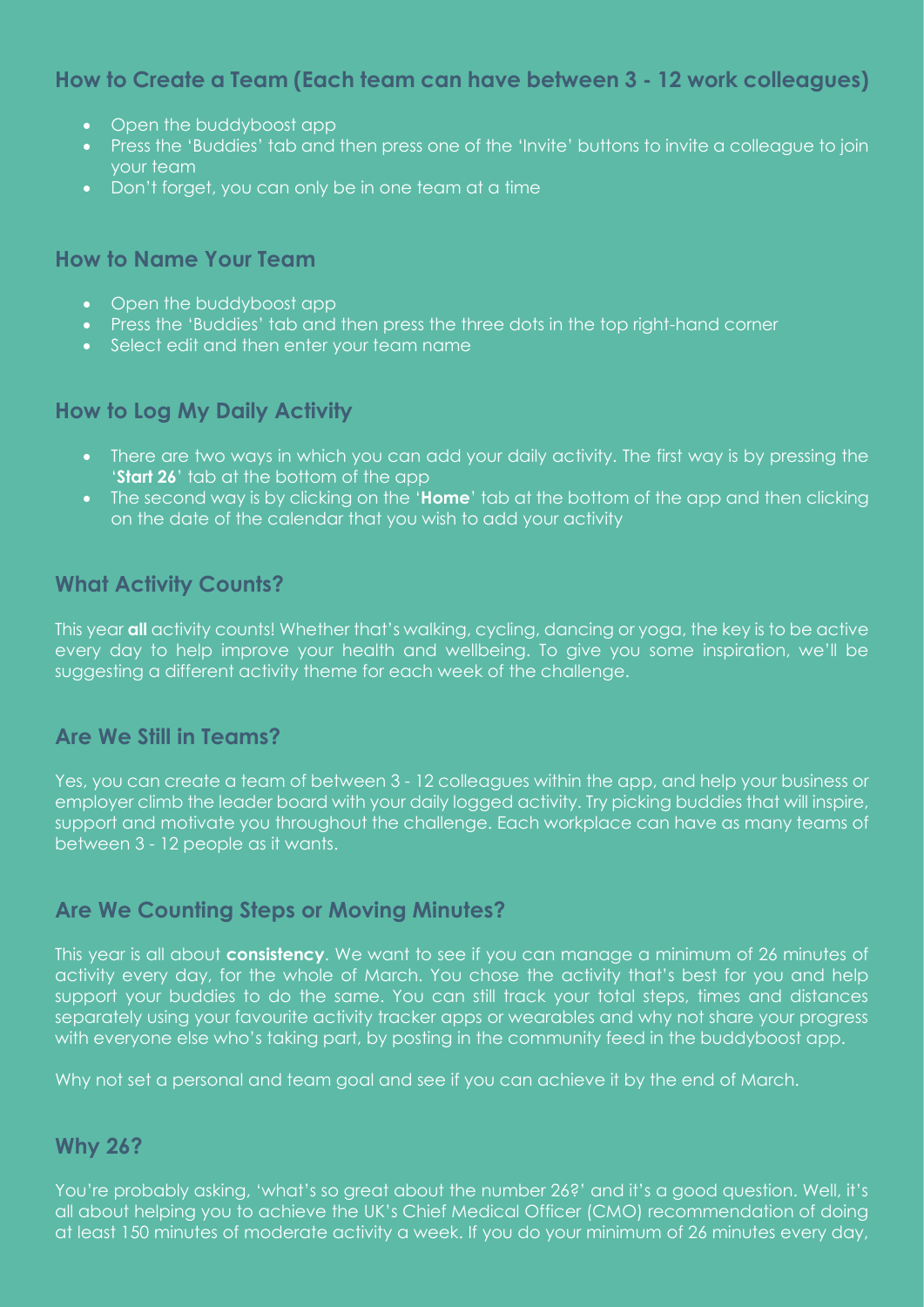## How to Create a Team (Each team can have between 3 - 12 work colleagues)

- Open the buddyboost app
- Press the 'Buddies' tab and then press one of the 'Invite' buttons to invite a colleague to join your team
- Don't forget, you can only be in one team at a time

## How to Name Your Team

- Open the buddyboost app
- Press the 'Buddies' tab and then press the three dots in the top right-hand corner
- Select edit and then enter your team name

## How to Log My Daily Activity

- There are two ways in which you can add your daily activity. The first way is by pressing the '**Start 26**' tab at the bottom of the app
- The second way is by clicking on the '**Home**' tab at the bottom of the app and then clicking on the date of the calendar that you wish to add your activity

## What Activity Counts?

This year **all** activity counts! Whether that's walking, cycling, dancing or yoga, the key is to be active every day to help improve your health and wellbeing. To give you some inspiration, we'll be suggesting a different activity theme for each week of the challenge.

## Are We Still in Teams?

Yes, you can create a team of between 3 - 12 colleagues within the app, and help your business or employer climb the leader board with your daily logged activity. Try picking buddies that will inspire, support and motivate you throughout the challenge. Each workplace can have as many teams of between 3 - 12 people as it wants.

## Are We Counting Steps or Moving Minutes?

This year is all about **consistency**. We want to see if you can manage a minimum of 26 minutes of activity every day, for the whole of March. You chose the activity that's best for you and help support your buddies to do the same. You can still track your total steps, times and distances separately using your favourite activity tracker apps or wearables and why not share your progress with everyone else who's taking part, by posting in the community feed in the buddyboost app.

Why not set a personal and team goal and see if you can achieve it by the end of March.

## Why 26?

You're probably asking, 'what's so great about the number 26?' and it's a good question. Well, it's all about helping you to achieve the UK's Chief Medical Officer (CMO) recommendation of doing at least 150 minutes of moderate activity a week. If you do your minimum of 26 minutes every day,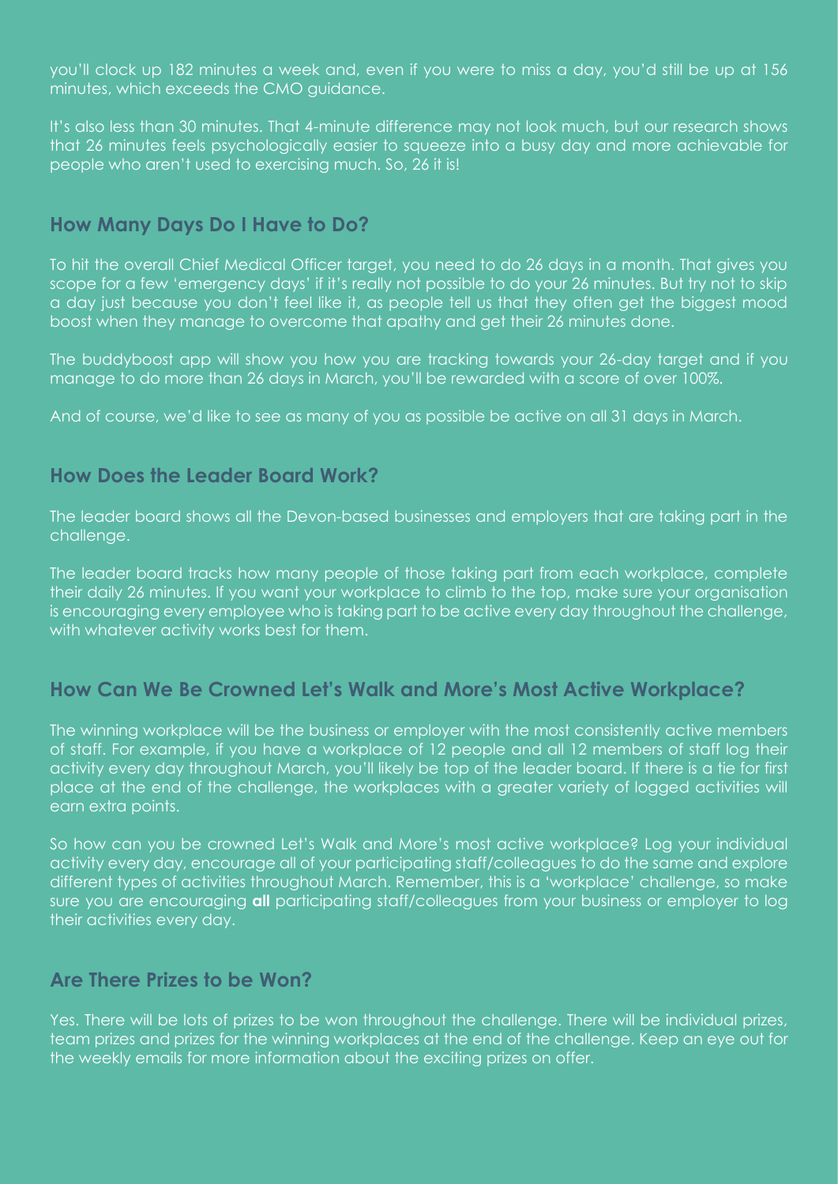you'll clock up 182 minutes a week and, even if you were to miss a day, you'd still be up at 156 minutes, which exceeds the CMO guidance.

It's also less than 30 minutes. That 4-minute difference may not look much, but our research shows that 26 minutes feels psychologically easier to squeeze into a busy day and more achievable for people who aren't used to exercising much. So, 26 it is!

## How Many Days Do I Have to Do?

To hit the overall Chief Medical Officer target, you need to do 26 days in a month. That gives you scope for a few 'emergency days' if it's really not possible to do your 26 minutes. But try not to skip a day just because you don't feel like it, as people tell us that they often get the biggest mood boost when they manage to overcome that apathy and get their 26 minutes done.

The buddyboost app will show you how you are tracking towards your 26-day target and if you manage to do more than 26 days in March, you'll be rewarded with a score of over 100%.

And of course, we'd like to see as many of you as possible be active on all 31 days in March.

## How Does the Leader Board Work?

The leader board shows all the Devon-based businesses and employers that are taking part in the challenge.

The leader board tracks how many people of those taking part from each workplace, complete their daily 26 minutes. If you want your workplace to climb to the top, make sure your organisation is encouraging every employee who is taking part to be active every day throughout the challenge, with whatever activity works best for them.

## How Can We Be Crowned Let's Walk and More's Most Active Workplace?

The winning workplace will be the business or employer with the most consistently active members of staff. For example, if you have a workplace of 12 people and all 12 members of staff log their activity every day throughout March, you'll likely be top of the leader board. If there is a tie for first place at the end of the challenge, the workplaces with a greater variety of logged activities will earn extra points.

So how can you be crowned Let's Walk and More's most active workplace? Log your individual activity every day, encourage all of your participating staff/colleagues to do the same and explore different types of activities throughout March. Remember, this is a 'workplace' challenge, so make sure you are encouraging **all** participating staff/colleagues from your business or employer to log their activities every day.

## Are There Prizes to be Won?

Yes. There will be lots of prizes to be won throughout the challenge. There will be individual prizes, team prizes and prizes for the winning workplaces at the end of the challenge. Keep an eye out for the weekly emails for more information about the exciting prizes on offer.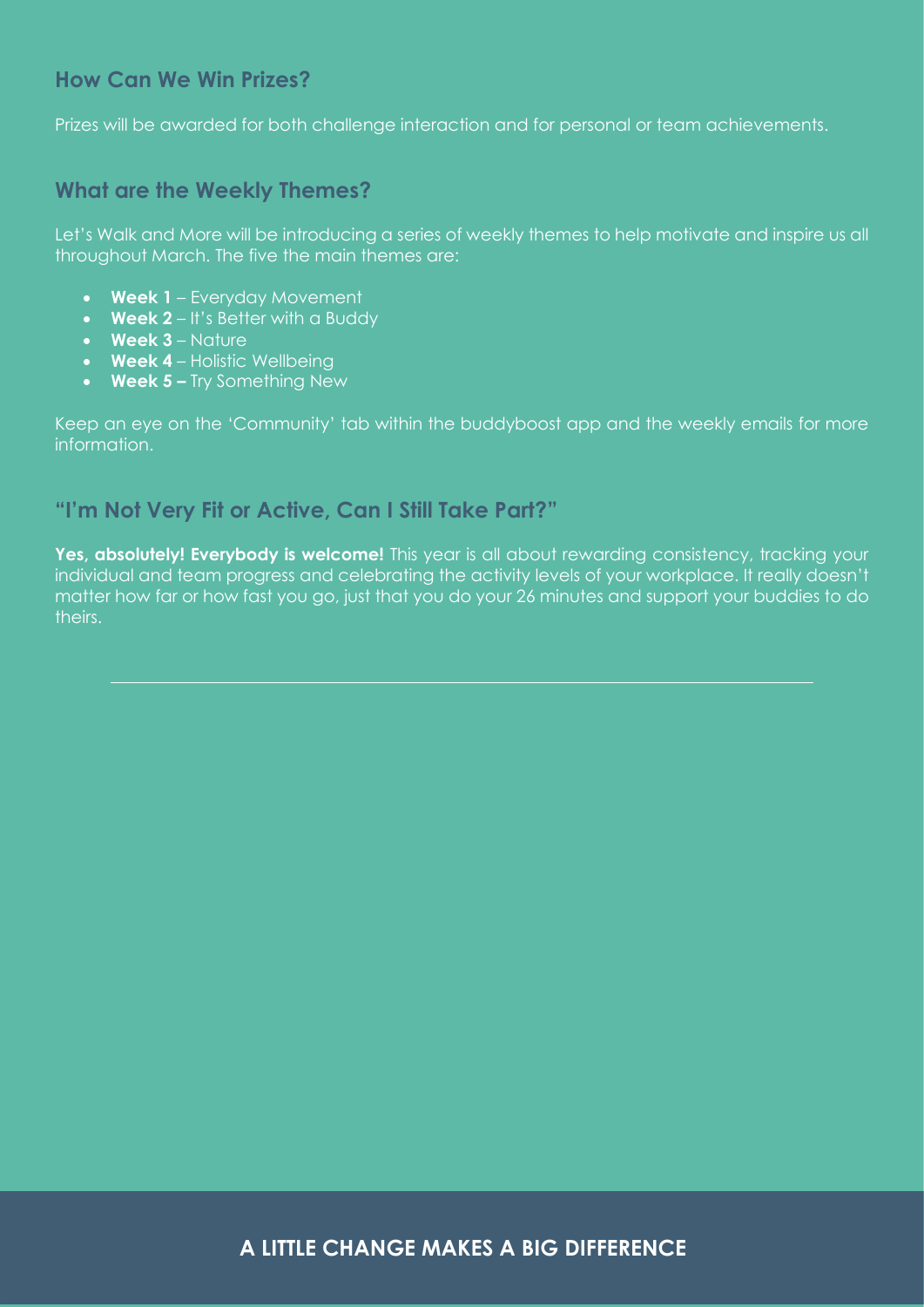## How Can We Win Prizes?

Prizes will be awarded for both challenge interaction and for personal or team achievements.

## What are the Weekly Themes?

Let's Walk and More will be introducing a series of weekly themes to help motivate and inspire us all throughout March. The five the main themes are:

- **Week 1** – Everyday Movement
- **Week 2** – It's Better with a Buddy
- **Week 3** – Nature
- **Week 4** – Holistic Wellbeing
- **Week 5 –** Try Something New

Keep an eye on the 'Community' tab within the buddyboost app and the weekly emails for more information.

## "I'm Not Very Fit or Active, Can I Still Take Part?"

**Yes, absolutely! Everybody is welcome!** This year is all about rewarding consistency, tracking your individual and team progress and celebrating the activity levels of your workplace. It really doesn't matter how far or how fast you go, just that you do your 26 minutes and support your buddies to do theirs.

---

**A LITTLE CHANGE MAKES A BIG DIFFERENCE**